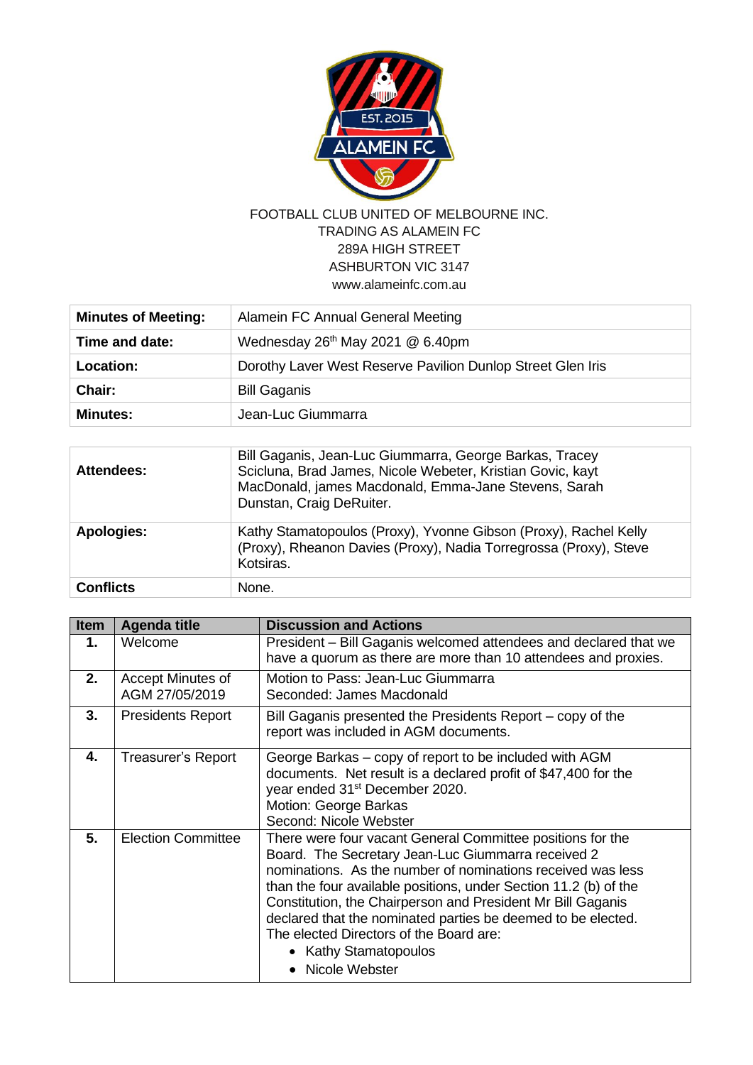FOOTBALL CLUB UNITED OF MELBOURNE INC.
TRADING AS ALAMEIN FC
289A HIGH STREET
ASHBURTON VIC 3147
www.alameinfc.com.au

| | |
|---|---|
| **Minutes of Meeting:** | Alamein FC Annual General Meeting |
| **Time and date:** | Wednesday 26th May 2021 @ 6.40pm |
| **Location:** | Dorothy Laver West Reserve Pavilion Dunlop Street Glen Iris |
| **Chair:** | Bill Gaganis |
| **Minutes:** | Jean-Luc Giummarra |

| | |
|---|---|
| **Attendees:** | Bill Gaganis, Jean-Luc Giummarra, George Barkas, Tracey Scicluna, Brad James, Nicole Webeter, Kristian Govic, kayt MacDonald, james Macdonald, Emma-Jane Stevens, Sarah Dunstan, Craig DeRuiter. |
| **Apologies:** | Kathy Stamatopoulos (Proxy), Yvonne Gibson (Proxy), Rachel Kelly (Proxy), Rheanon Davies (Proxy), Nadia Torregrossa (Proxy), Steve Kotsiras. |
| **Conflicts** | None. |

| Item | Agenda title | Discussion and Actions |
|---|---|---|
| **1.** | Welcome | President – Bill Gaganis welcomed attendees and declared that we have a quorum as there are more than 10 attendees and proxies. |
| **2.** | Accept Minutes of AGM 27/05/2019 | Motion to Pass: Jean-Luc Giummarra<br>Seconded: James Macdonald |
| **3.** | Presidents Report | Bill Gaganis presented the Presidents Report – copy of the report was included in AGM documents. |
| **4.** | Treasurer's Report | George Barkas – copy of report to be included with AGM documents. Net result is a declared profit of $47,400 for the year ended 31st December 2020.<br>Motion: George Barkas<br>Second: Nicole Webster |
| **5.** | Election Committee | There were four vacant General Committee positions for the Board. The Secretary Jean-Luc Giummarra received 2 nominations. As the number of nominations received was less than the four available positions, under Section 11.2 (b) of the Constitution, the Chairperson and President Mr Bill Gaganis declared that the nominated parties be deemed to be elected. The elected Directors of the Board are:<br>• Kathy Stamatopoulos<br>• Nicole Webster |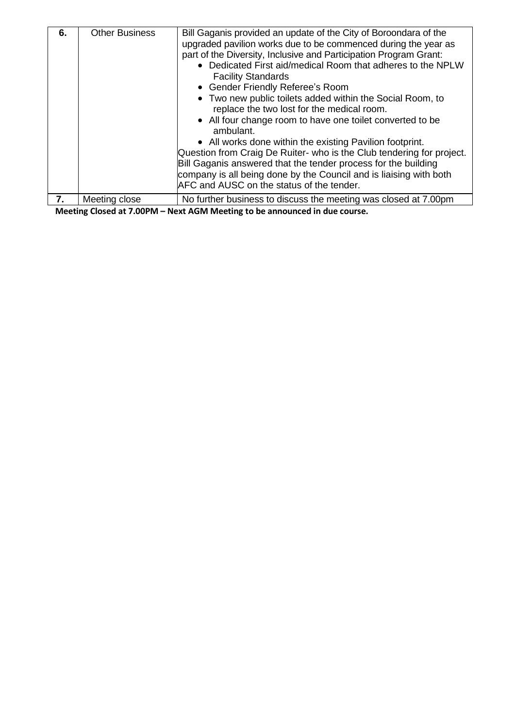| | | |
|---|---|---|
| **6.** | Other Business | Bill Gaganis provided an update of the City of Boroondara of the upgraded pavilion works due to be commenced during the year as part of the Diversity, Inclusive and Participation Program Grant:<br>• Dedicated First aid/medical Room that adheres to the NPLW Facility Standards<br>• Gender Friendly Referee's Room<br>• Two new public toilets added within the Social Room, to replace the two lost for the medical room.<br>• All four change room to have one toilet converted to be ambulant.<br>• All works done within the existing Pavilion footprint.<br>Question from Craig De Ruiter- who is the Club tendering for project.<br>Bill Gaganis answered that the tender process for the building company is all being done by the Council and is liaising with both AFC and AUSC on the status of the tender. |
| **7.** | Meeting close | No further business to discuss the meeting was closed at 7.00pm |

**Meeting Closed at 7.00PM – Next AGM Meeting to be announced in due course.**